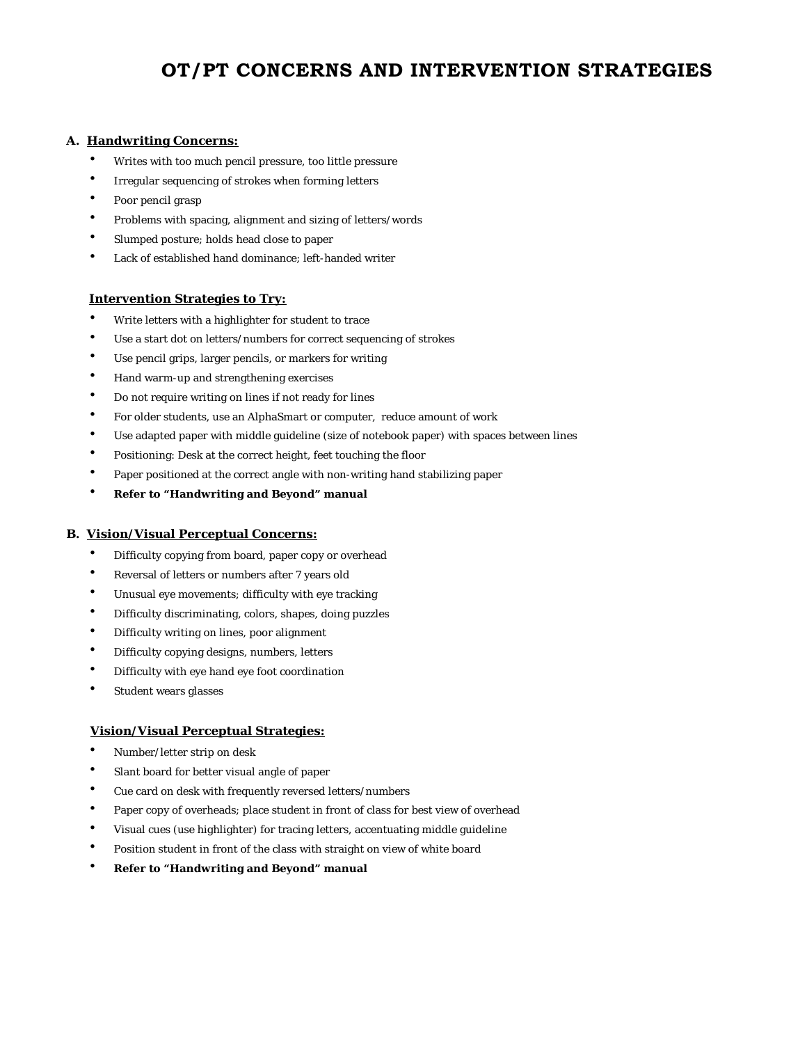# OT/PT CONCERNS AND INTERVENTION STRATEGIES

## A. Handwriting Concerns:

- Writes with too much pencil pressure, too little pressure
- Irregular sequencing of strokes when forming letters
- Poor pencil grasp
- Problems with spacing, alignment and sizing of letters/words
- Slumped posture; holds head close to paper
- Lack of established hand dominance; left-handed writer

### Intervention Strategies to Try:

- Write letters with a highlighter for student to trace
- Use a start dot on letters/numbers for correct sequencing of strokes
- Use pencil grips, larger pencils, or markers for writing
- Hand warm-up and strengthening exercises
- Do not require writing on lines if not ready for lines
- For older students, use an AlphaSmart or computer, reduce amount of work
- Use adapted paper with middle guideline (size of notebook paper) with spaces between lines
- Positioning: Desk at the correct height, feet touching the floor
- Paper positioned at the correct angle with non-writing hand stabilizing paper
- **Refer to "Handwriting and Beyond" manual**

## B. Vision/Visual Perceptual Concerns:

- Difficulty copying from board, paper copy or overhead
- Reversal of letters or numbers after 7 years old
- Unusual eye movements; difficulty with eye tracking
- Difficulty discriminating, colors, shapes, doing puzzles
- Difficulty writing on lines, poor alignment
- Difficulty copying designs, numbers, letters
- Difficulty with eye hand eye foot coordination
- Student wears glasses

### Vision/Visual Perceptual Strategies:

- Number/letter strip on desk
- Slant board for better visual angle of paper
- Cue card on desk with frequently reversed letters/numbers
- Paper copy of overheads; place student in front of class for best view of overhead
- Visual cues (use highlighter) for tracing letters, accentuating middle guideline
- Position student in front of the class with straight on view of white board
- **Refer to "Handwriting and Beyond" manual**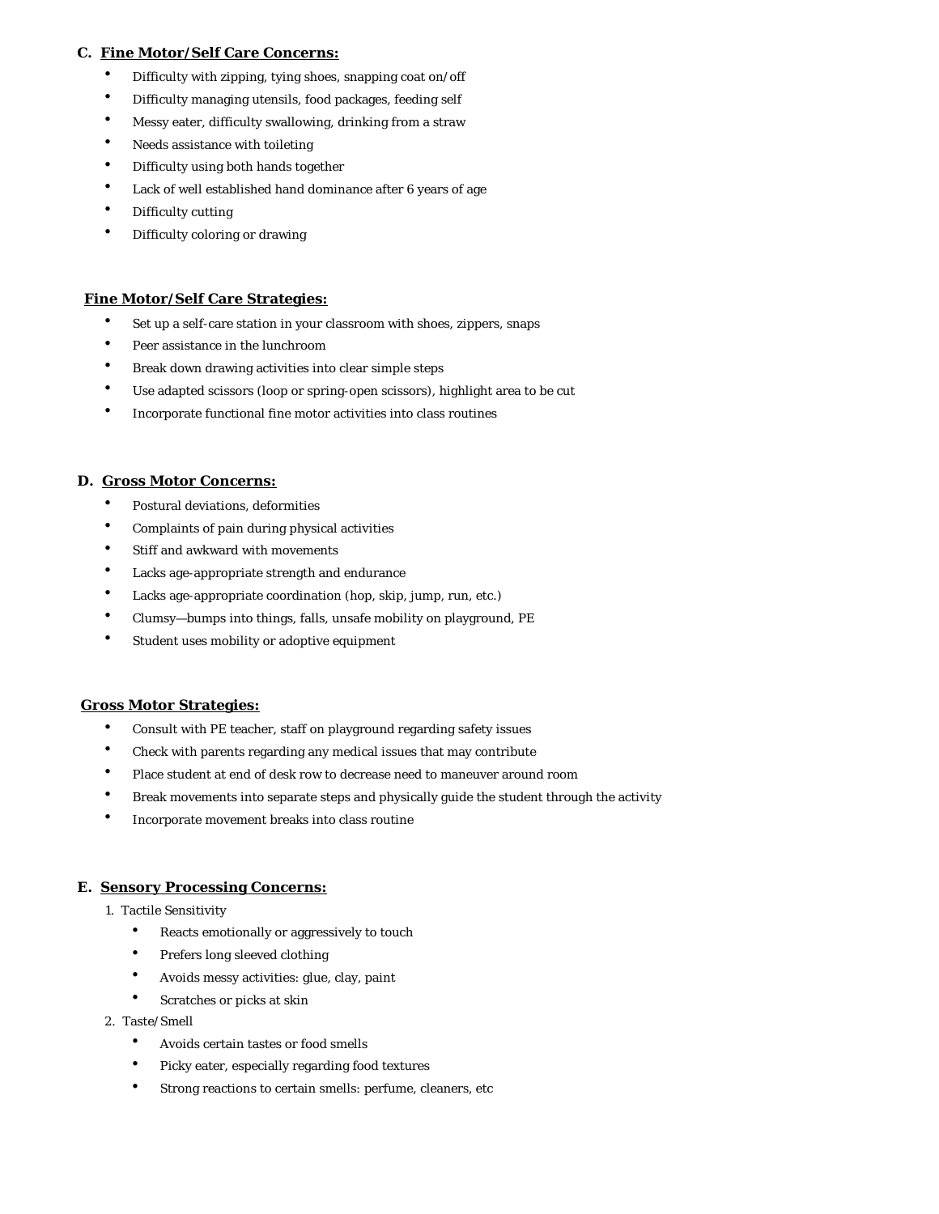**C. Fine Motor/Self Care Concerns:**

- Difficulty with zipping, tying shoes, snapping coat on/off
- Difficulty managing utensils, food packages, feeding self
- Messy eater, difficulty swallowing, drinking from a straw
- Needs assistance with toileting
- Difficulty using both hands together
- Lack of well established hand dominance after 6 years of age
- Difficulty cutting
- Difficulty coloring or drawing

**Fine Motor/Self Care Strategies:**

- Set up a self-care station in your classroom with shoes, zippers, snaps
- Peer assistance in the lunchroom
- Break down drawing activities into clear simple steps
- Use adapted scissors (loop or spring-open scissors), highlight area to be cut
- Incorporate functional fine motor activities into class routines

**D. Gross Motor Concerns:**

- Postural deviations, deformities
- Complaints of pain during physical activities
- Stiff and awkward with movements
- Lacks age-appropriate strength and endurance
- Lacks age-appropriate coordination (hop, skip, jump, run, etc.)
- Clumsy—bumps into things, falls, unsafe mobility on playground, PE
- Student uses mobility or adoptive equipment

**Gross Motor Strategies:**

- Consult with PE teacher, staff on playground regarding safety issues
- Check with parents regarding any medical issues that may contribute
- Place student at end of desk row to decrease need to maneuver around room
- Break movements into separate steps and physically guide the student through the activity
- Incorporate movement breaks into class routine

**E. Sensory Processing Concerns:**

1. Tactile Sensitivity
   - Reacts emotionally or aggressively to touch
   - Prefers long sleeved clothing
   - Avoids messy activities: glue, clay, paint
   - Scratches or picks at skin
2. Taste/Smell
   - Avoids certain tastes or food smells
   - Picky eater, especially regarding food textures
   - Strong reactions to certain smells: perfume, cleaners, etc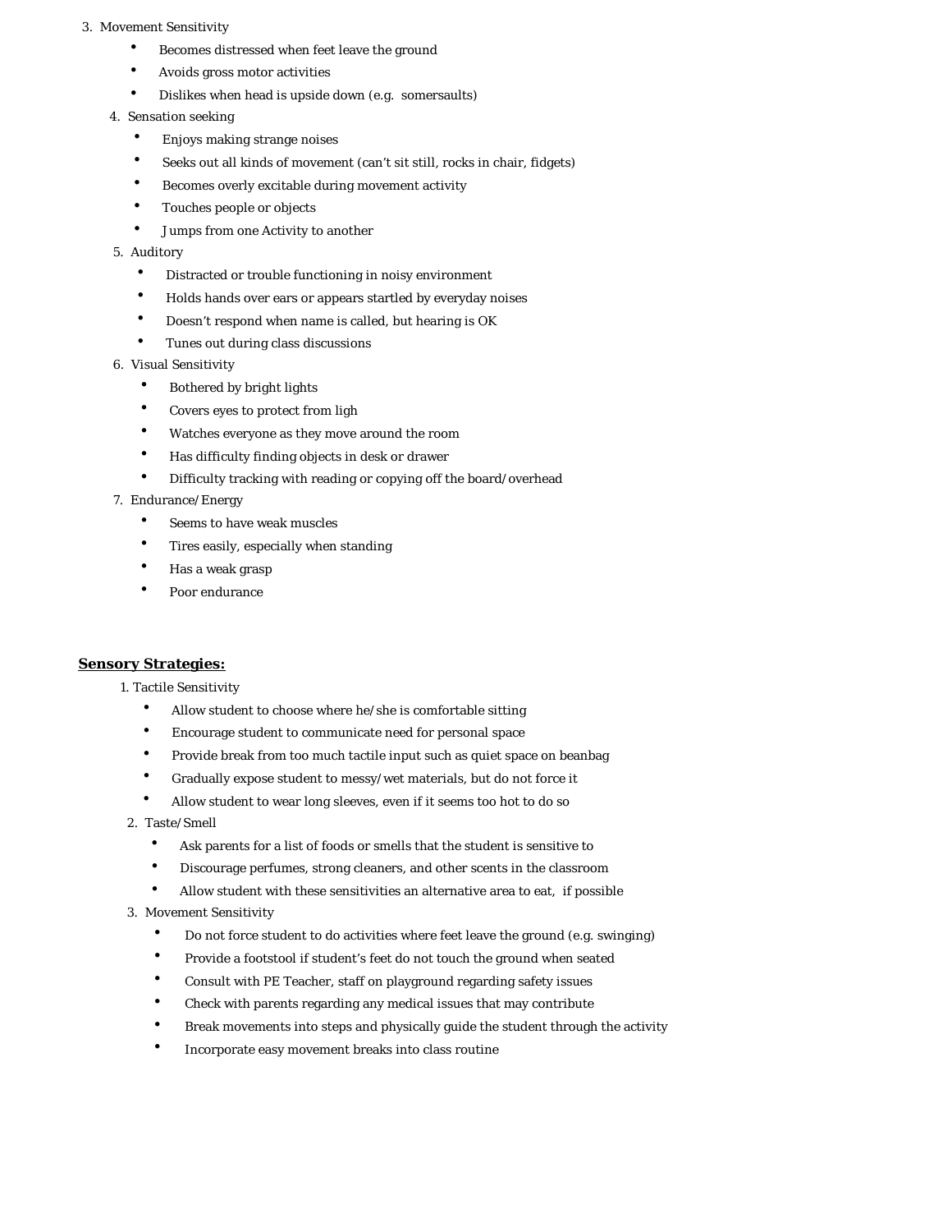3. Movement Sensitivity
   - Becomes distressed when feet leave the ground
   - Avoids gross motor activities
   - Dislikes when head is upside down (e.g. somersaults)
4. Sensation seeking
   - Enjoys making strange noises
   - Seeks out all kinds of movement (can't sit still, rocks in chair, fidgets)
   - Becomes overly excitable during movement activity
   - Touches people or objects
   - Jumps from one Activity to another
5. Auditory
   - Distracted or trouble functioning in noisy environment
   - Holds hands over ears or appears startled by everyday noises
   - Doesn't respond when name is called, but hearing is OK
   - Tunes out during class discussions
6. Visual Sensitivity
   - Bothered by bright lights
   - Covers eyes to protect from ligh
   - Watches everyone as they move around the room
   - Has difficulty finding objects in desk or drawer
   - Difficulty tracking with reading or copying off the board/overhead
7. Endurance/Energy
   - Seems to have weak muscles
   - Tires easily, especially when standing
   - Has a weak grasp
   - Poor endurance

**Sensory Strategies:**

1. Tactile Sensitivity
   - Allow student to choose where he/she is comfortable sitting
   - Encourage student to communicate need for personal space
   - Provide break from too much tactile input such as quiet space on beanbag
   - Gradually expose student to messy/wet materials, but do not force it
   - Allow student to wear long sleeves, even if it seems too hot to do so
2. Taste/Smell
   - Ask parents for a list of foods or smells that the student is sensitive to
   - Discourage perfumes, strong cleaners, and other scents in the classroom
   - Allow student with these sensitivities an alternative area to eat, if possible
3. Movement Sensitivity
   - Do not force student to do activities where feet leave the ground (e.g. swinging)
   - Provide a footstool if student's feet do not touch the ground when seated
   - Consult with PE Teacher, staff on playground regarding safety issues
   - Check with parents regarding any medical issues that may contribute
   - Break movements into steps and physically guide the student through the activity
   - Incorporate easy movement breaks into class routine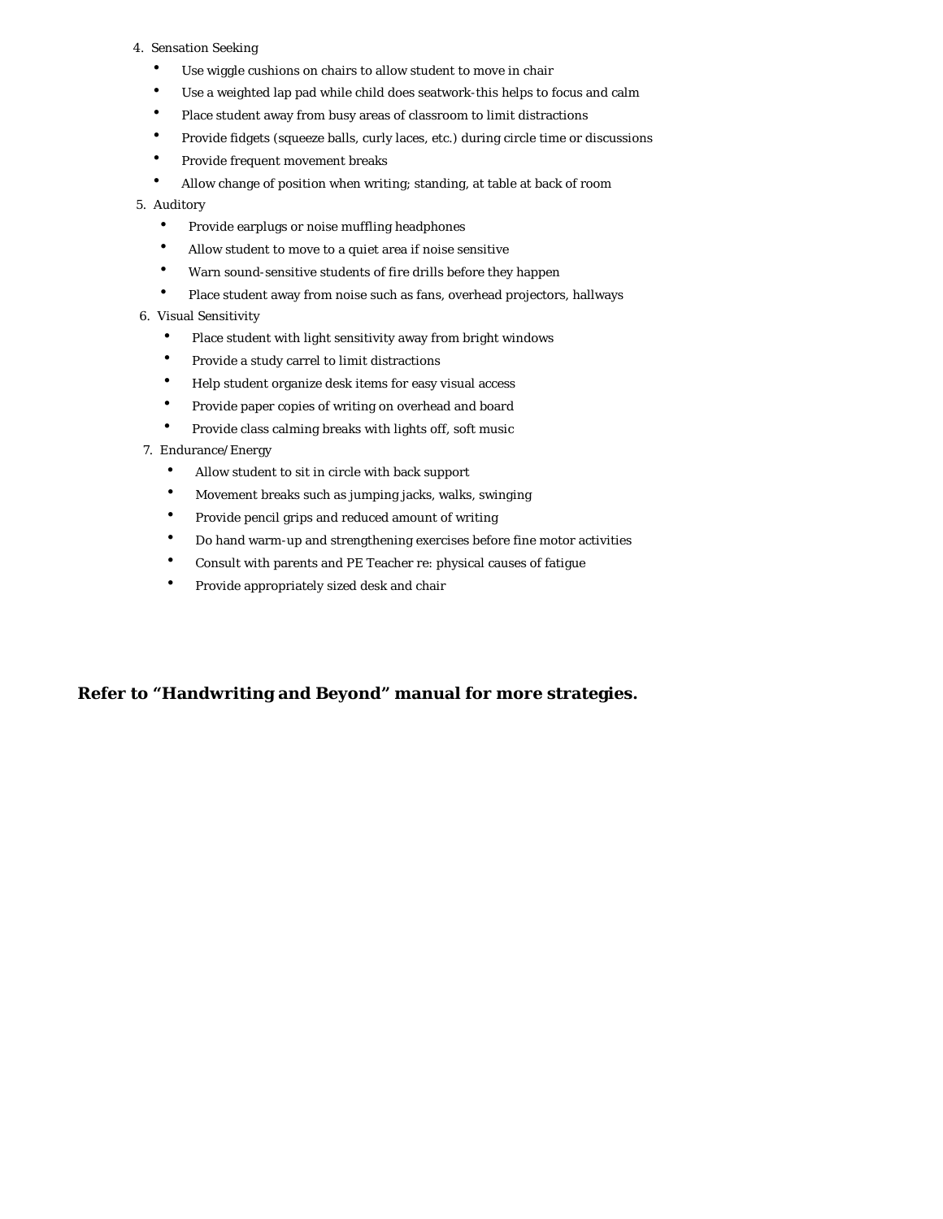4. Sensation Seeking
   - Use wiggle cushions on chairs to allow student to move in chair
   - Use a weighted lap pad while child does seatwork-this helps to focus and calm
   - Place student away from busy areas of classroom to limit distractions
   - Provide fidgets (squeeze balls, curly laces, etc.) during circle time or discussions
   - Provide frequent movement breaks
   - Allow change of position when writing; standing, at table at back of room
5. Auditory
   - Provide earplugs or noise muffling headphones
   - Allow student to move to a quiet area if noise sensitive
   - Warn sound-sensitive students of fire drills before they happen
   - Place student away from noise such as fans, overhead projectors, hallways
6. Visual Sensitivity
   - Place student with light sensitivity away from bright windows
   - Provide a study carrel to limit distractions
   - Help student organize desk items for easy visual access
   - Provide paper copies of writing on overhead and board
   - Provide class calming breaks with lights off, soft music
7. Endurance/Energy
   - Allow student to sit in circle with back support
   - Movement breaks such as jumping jacks, walks, swinging
   - Provide pencil grips and reduced amount of writing
   - Do hand warm-up and strengthening exercises before fine motor activities
   - Consult with parents and PE Teacher re: physical causes of fatigue
   - Provide appropriately sized desk and chair

**Refer to "Handwriting and Beyond" manual for more strategies.**